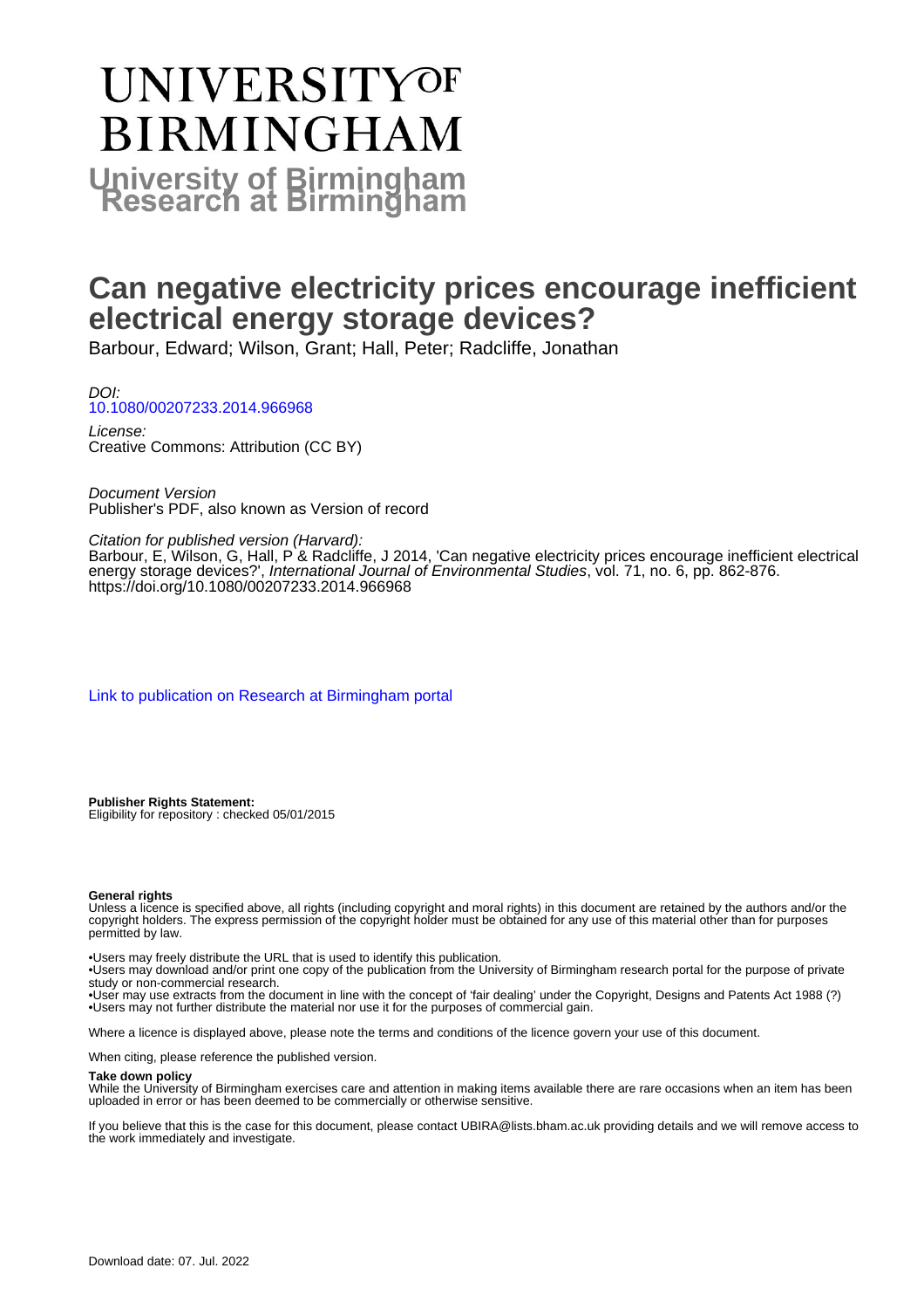# UNIVERSITY OF BIRMINGHAM

# University of Birmingham Research at Birmingham

# Can negative electricity prices encourage inefficient electrical energy storage devices?

Barbour, Edward; Wilson, Grant; Hall, Peter; Radcliffe, Jonathan

*DOI:*
10.1080/00207233.2014.966968

*License:*
Creative Commons: Attribution (CC BY)

*Document Version*
Publisher's PDF, also known as Version of record

*Citation for published version (Harvard):*
Barbour, E, Wilson, G, Hall, P & Radcliffe, J 2014, 'Can negative electricity prices encourage inefficient electrical energy storage devices?', *International Journal of Environmental Studies*, vol. 71, no. 6, pp. 862-876. https://doi.org/10.1080/00207233.2014.966968

Link to publication on Research at Birmingham portal

**Publisher Rights Statement:**
Eligibility for repository : checked 05/01/2015

**General rights**
Unless a licence is specified above, all rights (including copyright and moral rights) in this document are retained by the authors and/or the copyright holders. The express permission of the copyright holder must be obtained for any use of this material other than for purposes permitted by law.

•Users may freely distribute the URL that is used to identify this publication.
•Users may download and/or print one copy of the publication from the University of Birmingham research portal for the purpose of private study or non-commercial research.
•User may use extracts from the document in line with the concept of 'fair dealing' under the Copyright, Designs and Patents Act 1988 (?)
•Users may not further distribute the material nor use it for the purposes of commercial gain.

Where a licence is displayed above, please note the terms and conditions of the licence govern your use of this document.

When citing, please reference the published version.

**Take down policy**
While the University of Birmingham exercises care and attention in making items available there are rare occasions when an item has been uploaded in error or has been deemed to be commercially or otherwise sensitive.

If you believe that this is the case for this document, please contact UBIRA@lists.bham.ac.uk providing details and we will remove access to the work immediately and investigate.

Download date: 07. Jul. 2022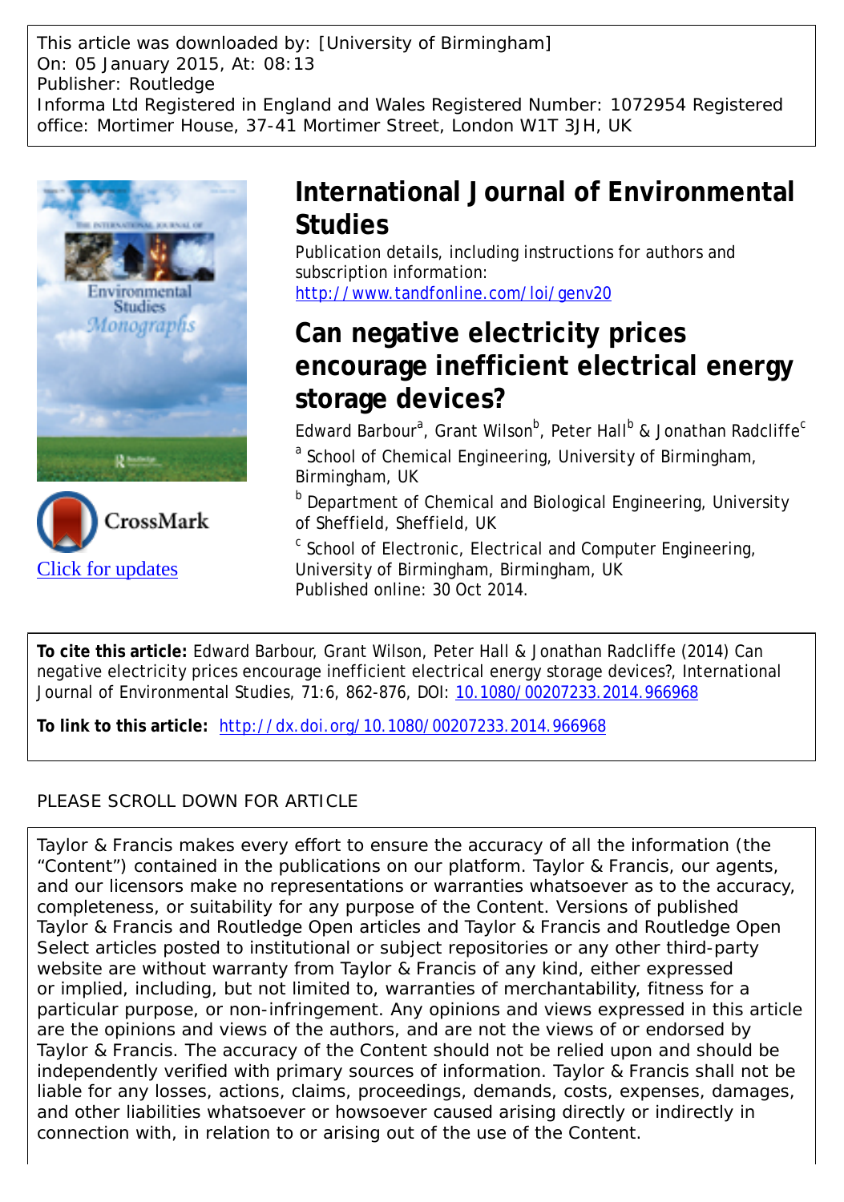This article was downloaded by: [University of Birmingham]
On: 05 January 2015, At: 08:13
Publisher: Routledge
Informa Ltd Registered in England and Wales Registered Number: 1072954 Registered office: Mortimer House, 37-41 Mortimer Street, London W1T 3JH, UK

# International Journal of Environmental Studies

Publication details, including instructions for authors and subscription information:
http://www.tandfonline.com/loi/genv20

# Can negative electricity prices encourage inefficient electrical energy storage devices?

Edward Barbour[a], Grant Wilson[b], Peter Hall[b] & Jonathan Radcliffe[c]

[a] School of Chemical Engineering, University of Birmingham, Birmingham, UK

[b] Department of Chemical and Biological Engineering, University of Sheffield, Sheffield, UK

[c] School of Electronic, Electrical and Computer Engineering, University of Birmingham, Birmingham, UK

Published online: 30 Oct 2014.

Click for updates

**To cite this article:** Edward Barbour, Grant Wilson, Peter Hall & Jonathan Radcliffe (2014) Can negative electricity prices encourage inefficient electrical energy storage devices?, International Journal of Environmental Studies, 71:6, 862-876, DOI: 10.1080/00207233.2014.966968

**To link to this article:** http://dx.doi.org/10.1080/00207233.2014.966968

PLEASE SCROLL DOWN FOR ARTICLE

Taylor & Francis makes every effort to ensure the accuracy of all the information (the "Content") contained in the publications on our platform. Taylor & Francis, our agents, and our licensors make no representations or warranties whatsoever as to the accuracy, completeness, or suitability for any purpose of the Content. Versions of published Taylor & Francis and Routledge Open articles and Taylor & Francis and Routledge Open Select articles posted to institutional or subject repositories or any other third-party website are without warranty from Taylor & Francis of any kind, either expressed or implied, including, but not limited to, warranties of merchantability, fitness for a particular purpose, or non-infringement. Any opinions and views expressed in this article are the opinions and views of the authors, and are not the views of or endorsed by Taylor & Francis. The accuracy of the Content should not be relied upon and should be independently verified with primary sources of information. Taylor & Francis shall not be liable for any losses, actions, claims, proceedings, demands, costs, expenses, damages, and other liabilities whatsoever or howsoever caused arising directly or indirectly in connection with, in relation to or arising out of the use of the Content.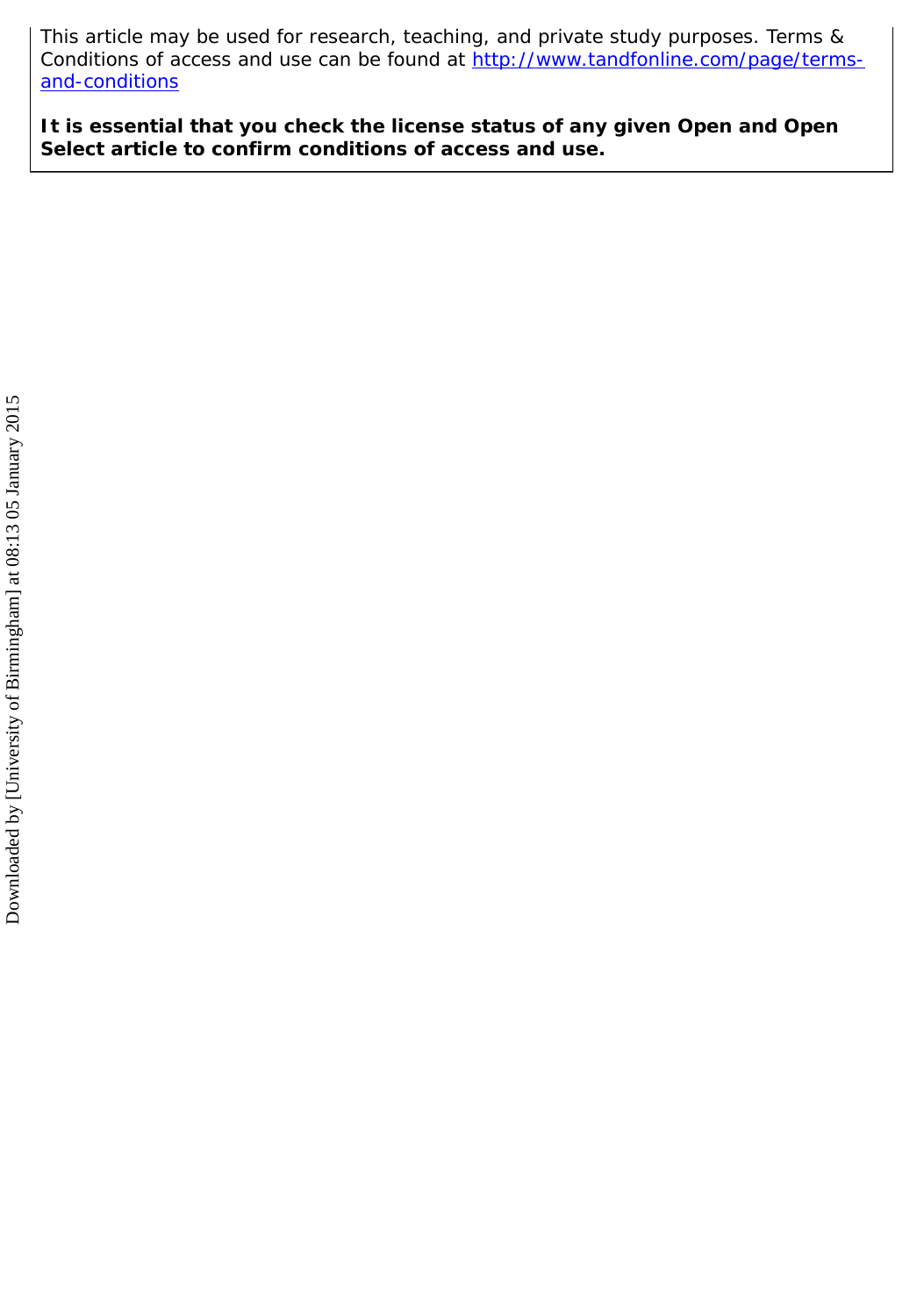This article may be used for research, teaching, and private study purposes. Terms & Conditions of access and use can be found at http://www.tandfonline.com/page/terms-and-conditions

**It is essential that you check the license status of any given Open and Open Select article to confirm conditions of access and use.**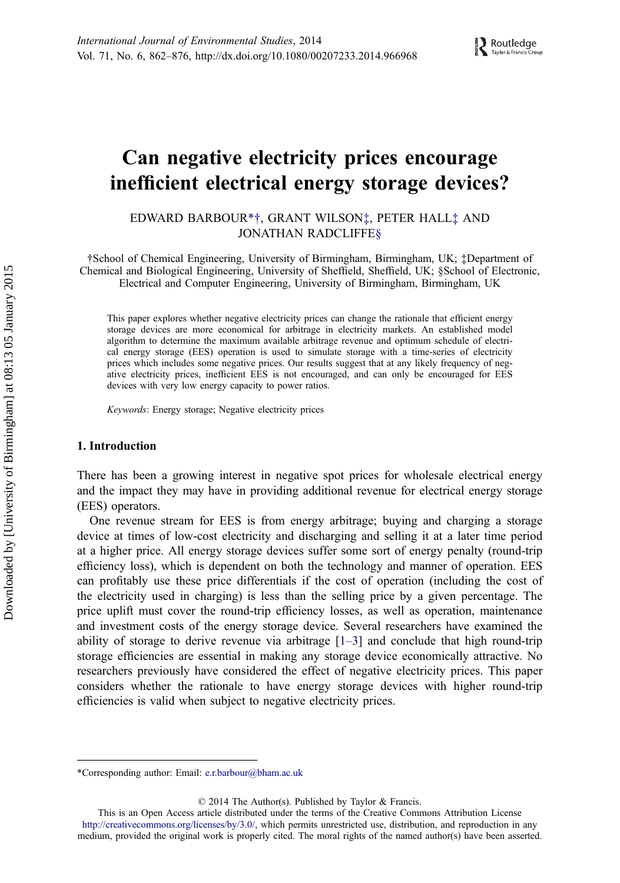# Can negative electricity prices encourage inefficient electrical energy storage devices?

EDWARD BARBOUR*†, GRANT WILSON‡, PETER HALL‡ AND JONATHAN RADCLIFFE§

†School of Chemical Engineering, University of Birmingham, Birmingham, UK; ‡Department of Chemical and Biological Engineering, University of Sheffield, Sheffield, UK; §School of Electronic, Electrical and Computer Engineering, University of Birmingham, Birmingham, UK

This paper explores whether negative electricity prices can change the rationale that efficient energy storage devices are more economical for arbitrage in electricity markets. An established model algorithm to determine the maximum available arbitrage revenue and optimum schedule of electrical energy storage (EES) operation is used to simulate storage with a time-series of electricity prices which includes some negative prices. Our results suggest that at any likely frequency of negative electricity prices, inefficient EES is not encouraged, and can only be encouraged for EES devices with very low energy capacity to power ratios.

*Keywords*: Energy storage; Negative electricity prices

## 1. Introduction

There has been a growing interest in negative spot prices for wholesale electrical energy and the impact they may have in providing additional revenue for electrical energy storage (EES) operators.

One revenue stream for EES is from energy arbitrage; buying and charging a storage device at times of low-cost electricity and discharging and selling it at a later time period at a higher price. All energy storage devices suffer some sort of energy penalty (round-trip efficiency loss), which is dependent on both the technology and manner of operation. EES can profitably use these price differentials if the cost of operation (including the cost of the electricity used in charging) is less than the selling price by a given percentage. The price uplift must cover the round-trip efficiency losses, as well as operation, maintenance and investment costs of the energy storage device. Several researchers have examined the ability of storage to derive revenue via arbitrage [1–3] and conclude that high round-trip storage efficiencies are essential in making any storage device economically attractive. No researchers previously have considered the effect of negative electricity prices. This paper considers whether the rationale to have energy storage devices with higher round-trip efficiencies is valid when subject to negative electricity prices.

*Corresponding author: Email: e.r.barbour@bham.ac.uk

© 2014 The Author(s). Published by Taylor & Francis.
This is an Open Access article distributed under the terms of the Creative Commons Attribution License http://creativecommons.org/licenses/by/3.0/, which permits unrestricted use, distribution, and reproduction in any medium, provided the original work is properly cited. The moral rights of the named author(s) have been asserted.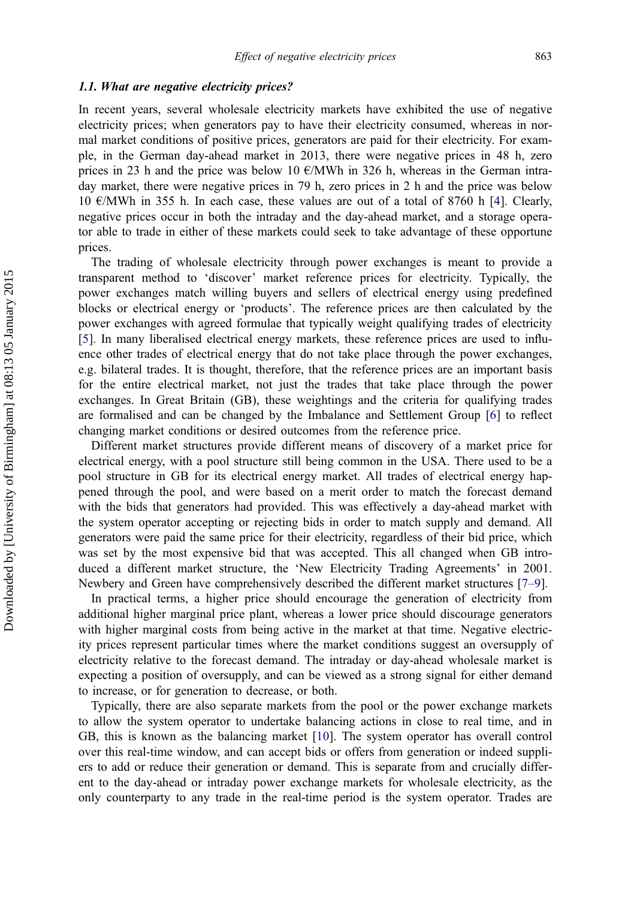### *1.1. What are negative electricity prices?*

In recent years, several wholesale electricity markets have exhibited the use of negative electricity prices; when generators pay to have their electricity consumed, whereas in normal market conditions of positive prices, generators are paid for their electricity. For example, in the German day-ahead market in 2013, there were negative prices in 48 h, zero prices in 23 h and the price was below 10 €/MWh in 326 h, whereas in the German intraday market, there were negative prices in 79 h, zero prices in 2 h and the price was below 10 €/MWh in 355 h. In each case, these values are out of a total of 8760 h [4]. Clearly, negative prices occur in both the intraday and the day-ahead market, and a storage operator able to trade in either of these markets could seek to take advantage of these opportune prices.

The trading of wholesale electricity through power exchanges is meant to provide a transparent method to 'discover' market reference prices for electricity. Typically, the power exchanges match willing buyers and sellers of electrical energy using predefined blocks or electrical energy or 'products'. The reference prices are then calculated by the power exchanges with agreed formulae that typically weight qualifying trades of electricity [5]. In many liberalised electrical energy markets, these reference prices are used to influence other trades of electrical energy that do not take place through the power exchanges, e.g. bilateral trades. It is thought, therefore, that the reference prices are an important basis for the entire electrical market, not just the trades that take place through the power exchanges. In Great Britain (GB), these weightings and the criteria for qualifying trades are formalised and can be changed by the Imbalance and Settlement Group [6] to reflect changing market conditions or desired outcomes from the reference price.

Different market structures provide different means of discovery of a market price for electrical energy, with a pool structure still being common in the USA. There used to be a pool structure in GB for its electrical energy market. All trades of electrical energy happened through the pool, and were based on a merit order to match the forecast demand with the bids that generators had provided. This was effectively a day-ahead market with the system operator accepting or rejecting bids in order to match supply and demand. All generators were paid the same price for their electricity, regardless of their bid price, which was set by the most expensive bid that was accepted. This all changed when GB introduced a different market structure, the 'New Electricity Trading Agreements' in 2001. Newbery and Green have comprehensively described the different market structures [7–9].

In practical terms, a higher price should encourage the generation of electricity from additional higher marginal price plant, whereas a lower price should discourage generators with higher marginal costs from being active in the market at that time. Negative electricity prices represent particular times where the market conditions suggest an oversupply of electricity relative to the forecast demand. The intraday or day-ahead wholesale market is expecting a position of oversupply, and can be viewed as a strong signal for either demand to increase, or for generation to decrease, or both.

Typically, there are also separate markets from the pool or the power exchange markets to allow the system operator to undertake balancing actions in close to real time, and in GB, this is known as the balancing market [10]. The system operator has overall control over this real-time window, and can accept bids or offers from generation or indeed suppliers to add or reduce their generation or demand. This is separate from and crucially different to the day-ahead or intraday power exchange markets for wholesale electricity, as the only counterparty to any trade in the real-time period is the system operator. Trades are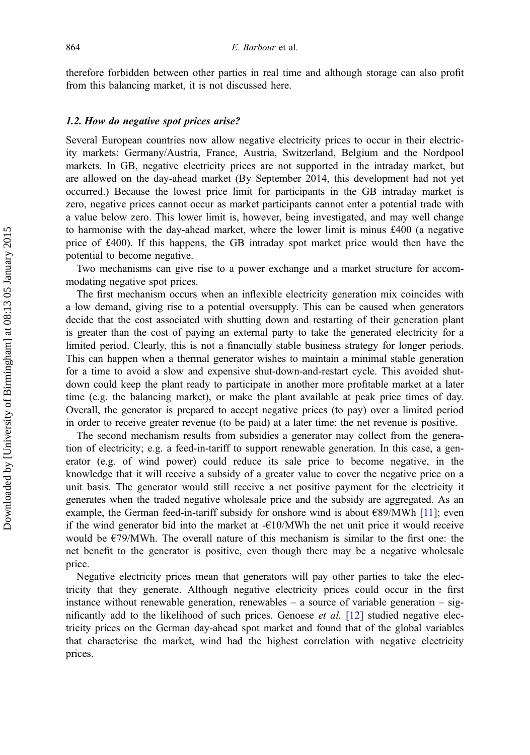therefore forbidden between other parties in real time and although storage can also profit from this balancing market, it is not discussed here.

### *1.2. How do negative spot prices arise?*

Several European countries now allow negative electricity prices to occur in their electricity markets: Germany/Austria, France, Austria, Switzerland, Belgium and the Nordpool markets. In GB, negative electricity prices are not supported in the intraday market, but are allowed on the day-ahead market (By September 2014, this development had not yet occurred.) Because the lowest price limit for participants in the GB intraday market is zero, negative prices cannot occur as market participants cannot enter a potential trade with a value below zero. This lower limit is, however, being investigated, and may well change to harmonise with the day-ahead market, where the lower limit is minus £400 (a negative price of £400). If this happens, the GB intraday spot market price would then have the potential to become negative.

Two mechanisms can give rise to a power exchange and a market structure for accommodating negative spot prices.

The first mechanism occurs when an inflexible electricity generation mix coincides with a low demand, giving rise to a potential oversupply. This can be caused when generators decide that the cost associated with shutting down and restarting of their generation plant is greater than the cost of paying an external party to take the generated electricity for a limited period. Clearly, this is not a financially stable business strategy for longer periods. This can happen when a thermal generator wishes to maintain a minimal stable generation for a time to avoid a slow and expensive shut-down-and-restart cycle. This avoided shutdown could keep the plant ready to participate in another more profitable market at a later time (e.g. the balancing market), or make the plant available at peak price times of day. Overall, the generator is prepared to accept negative prices (to pay) over a limited period in order to receive greater revenue (to be paid) at a later time: the net revenue is positive.

The second mechanism results from subsidies a generator may collect from the generation of electricity; e.g. a feed-in-tariff to support renewable generation. In this case, a generator (e.g. of wind power) could reduce its sale price to become negative, in the knowledge that it will receive a subsidy of a greater value to cover the negative price on a unit basis. The generator would still receive a net positive payment for the electricity it generates when the traded negative wholesale price and the subsidy are aggregated. As an example, the German feed-in-tariff subsidy for onshore wind is about €89/MWh [11]; even if the wind generator bid into the market at -€10/MWh the net unit price it would receive would be €79/MWh. The overall nature of this mechanism is similar to the first one: the net benefit to the generator is positive, even though there may be a negative wholesale price.

Negative electricity prices mean that generators will pay other parties to take the electricity that they generate. Although negative electricity prices could occur in the first instance without renewable generation, renewables – a source of variable generation – significantly add to the likelihood of such prices. Genoese *et al.* [12] studied negative electricity prices on the German day-ahead spot market and found that of the global variables that characterise the market, wind had the highest correlation with negative electricity prices.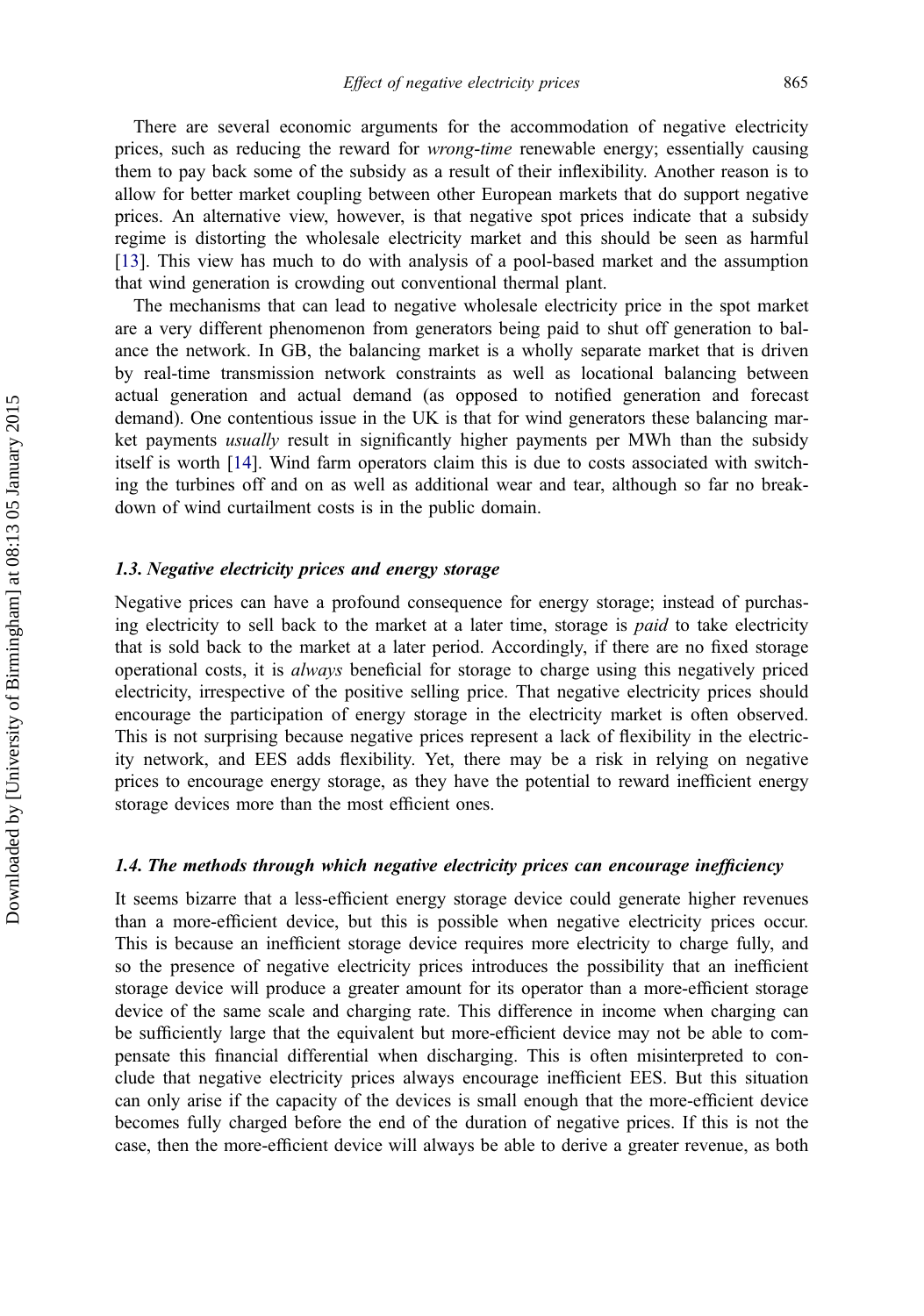There are several economic arguments for the accommodation of negative electricity prices, such as reducing the reward for *wrong-time* renewable energy; essentially causing them to pay back some of the subsidy as a result of their inflexibility. Another reason is to allow for better market coupling between other European markets that do support negative prices. An alternative view, however, is that negative spot prices indicate that a subsidy regime is distorting the wholesale electricity market and this should be seen as harmful [13]. This view has much to do with analysis of a pool-based market and the assumption that wind generation is crowding out conventional thermal plant.

The mechanisms that can lead to negative wholesale electricity price in the spot market are a very different phenomenon from generators being paid to shut off generation to balance the network. In GB, the balancing market is a wholly separate market that is driven by real-time transmission network constraints as well as locational balancing between actual generation and actual demand (as opposed to notified generation and forecast demand). One contentious issue in the UK is that for wind generators these balancing market payments *usually* result in significantly higher payments per MWh than the subsidy itself is worth [14]. Wind farm operators claim this is due to costs associated with switching the turbines off and on as well as additional wear and tear, although so far no breakdown of wind curtailment costs is in the public domain.

### 1.3. Negative electricity prices and energy storage

Negative prices can have a profound consequence for energy storage; instead of purchasing electricity to sell back to the market at a later time, storage is *paid* to take electricity that is sold back to the market at a later period. Accordingly, if there are no fixed storage operational costs, it is *always* beneficial for storage to charge using this negatively priced electricity, irrespective of the positive selling price. That negative electricity prices should encourage the participation of energy storage in the electricity market is often observed. This is not surprising because negative prices represent a lack of flexibility in the electricity network, and EES adds flexibility. Yet, there may be a risk in relying on negative prices to encourage energy storage, as they have the potential to reward inefficient energy storage devices more than the most efficient ones.

### 1.4. The methods through which negative electricity prices can encourage inefficiency

It seems bizarre that a less-efficient energy storage device could generate higher revenues than a more-efficient device, but this is possible when negative electricity prices occur. This is because an inefficient storage device requires more electricity to charge fully, and so the presence of negative electricity prices introduces the possibility that an inefficient storage device will produce a greater amount for its operator than a more-efficient storage device of the same scale and charging rate. This difference in income when charging can be sufficiently large that the equivalent but more-efficient device may not be able to compensate this financial differential when discharging. This is often misinterpreted to conclude that negative electricity prices always encourage inefficient EES. But this situation can only arise if the capacity of the devices is small enough that the more-efficient device becomes fully charged before the end of the duration of negative prices. If this is not the case, then the more-efficient device will always be able to derive a greater revenue, as both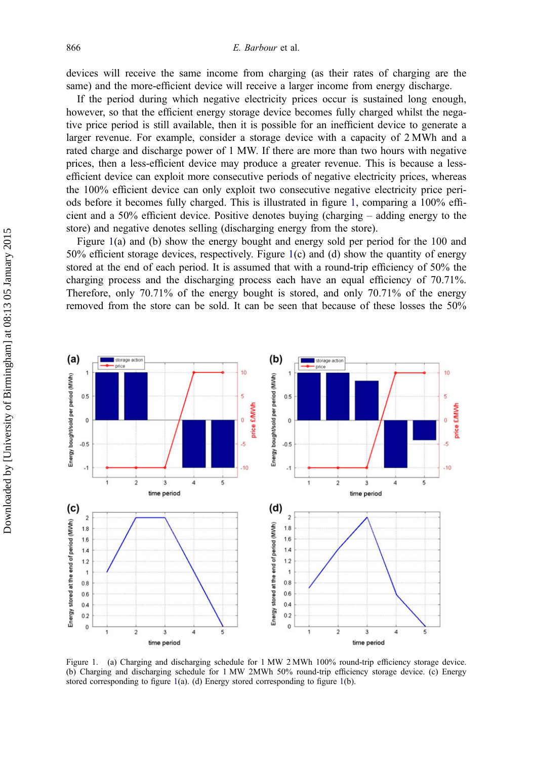devices will receive the same income from charging (as their rates of charging are the same) and the more-efficient device will receive a larger income from energy discharge.

If the period during which negative electricity prices occur is sustained long enough, however, so that the efficient energy storage device becomes fully charged whilst the negative price period is still available, then it is possible for an inefficient device to generate a larger revenue. For example, consider a storage device with a capacity of 2 MWh and a rated charge and discharge power of 1 MW. If there are more than two hours with negative prices, then a less-efficient device may produce a greater revenue. This is because a less-efficient device can exploit more consecutive periods of negative electricity prices, whereas the 100% efficient device can only exploit two consecutive negative electricity price periods before it becomes fully charged. This is illustrated in figure 1, comparing a 100% efficient and a 50% efficient device. Positive denotes buying (charging – adding energy to the store) and negative denotes selling (discharging energy from the store).

Figure 1(a) and (b) show the energy bought and energy sold per period for the 100 and 50% efficient storage devices, respectively. Figure 1(c) and (d) show the quantity of energy stored at the end of each period. It is assumed that with a round-trip efficiency of 50% the charging process and the discharging process each have an equal efficiency of 70.71%. Therefore, only 70.71% of the energy bought is stored, and only 70.71% of the energy removed from the store can be sold. It can be seen that because of these losses the 50%

Figure 1. (a) Charging and discharging schedule for 1 MW 2 MWh 100% round-trip efficiency storage device. (b) Charging and discharging schedule for 1 MW 2MWh 50% round-trip efficiency storage device. (c) Energy stored corresponding to figure 1(a). (d) Energy stored corresponding to figure 1(b).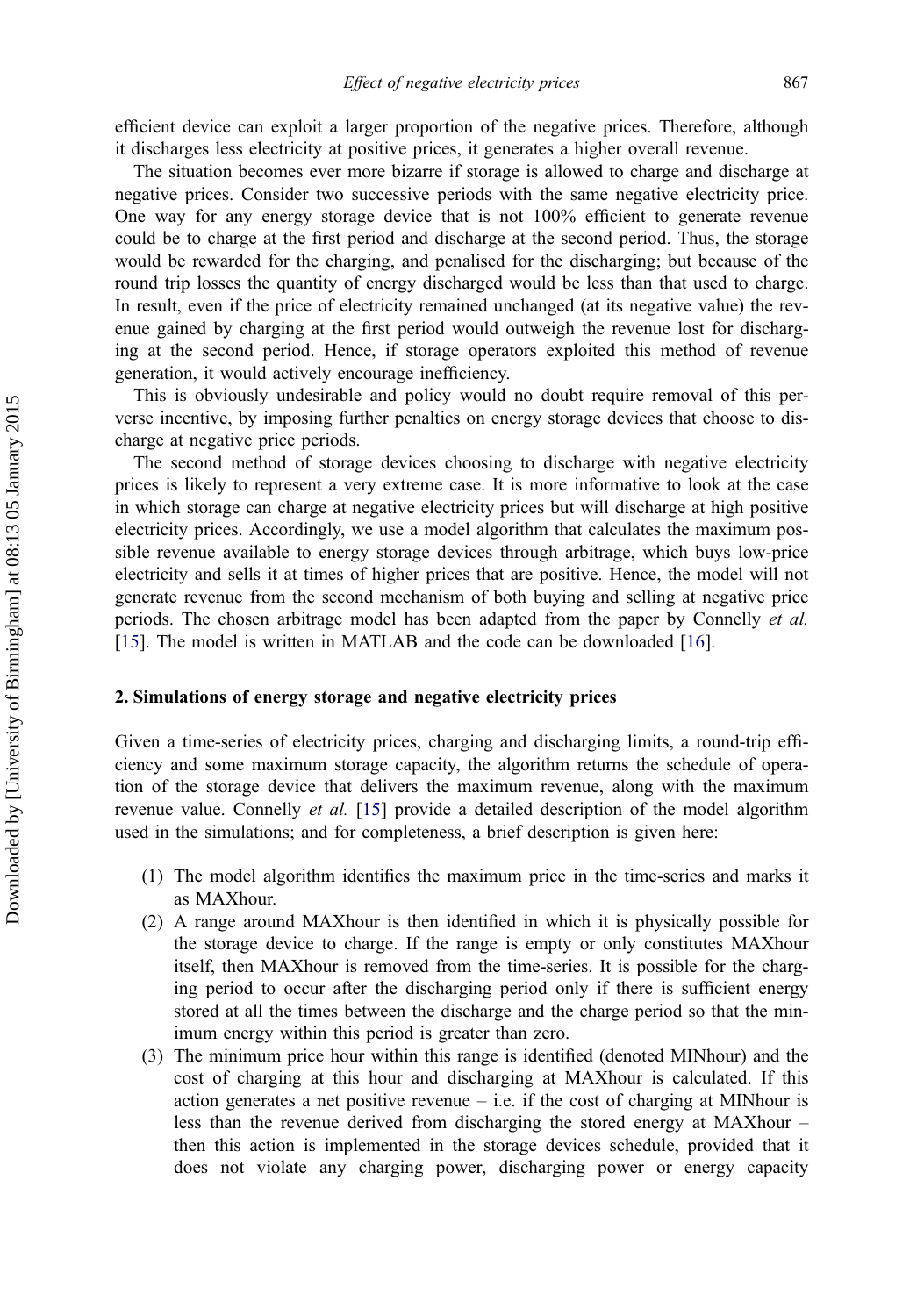efficient device can exploit a larger proportion of the negative prices. Therefore, although it discharges less electricity at positive prices, it generates a higher overall revenue.

The situation becomes ever more bizarre if storage is allowed to charge and discharge at negative prices. Consider two successive periods with the same negative electricity price. One way for any energy storage device that is not 100% efficient to generate revenue could be to charge at the first period and discharge at the second period. Thus, the storage would be rewarded for the charging, and penalised for the discharging; but because of the round trip losses the quantity of energy discharged would be less than that used to charge. In result, even if the price of electricity remained unchanged (at its negative value) the revenue gained by charging at the first period would outweigh the revenue lost for discharging at the second period. Hence, if storage operators exploited this method of revenue generation, it would actively encourage inefficiency.

This is obviously undesirable and policy would no doubt require removal of this perverse incentive, by imposing further penalties on energy storage devices that choose to discharge at negative price periods.

The second method of storage devices choosing to discharge with negative electricity prices is likely to represent a very extreme case. It is more informative to look at the case in which storage can charge at negative electricity prices but will discharge at high positive electricity prices. Accordingly, we use a model algorithm that calculates the maximum possible revenue available to energy storage devices through arbitrage, which buys low-price electricity and sells it at times of higher prices that are positive. Hence, the model will not generate revenue from the second mechanism of both buying and selling at negative price periods. The chosen arbitrage model has been adapted from the paper by Connelly *et al.* [15]. The model is written in MATLAB and the code can be downloaded [16].

## 2. Simulations of energy storage and negative electricity prices

Given a time-series of electricity prices, charging and discharging limits, a round-trip efficiency and some maximum storage capacity, the algorithm returns the schedule of operation of the storage device that delivers the maximum revenue, along with the maximum revenue value. Connelly *et al.* [15] provide a detailed description of the model algorithm used in the simulations; and for completeness, a brief description is given here:

(1) The model algorithm identifies the maximum price in the time-series and marks it as MAXhour.
(2) A range around MAXhour is then identified in which it is physically possible for the storage device to charge. If the range is empty or only constitutes MAXhour itself, then MAXhour is removed from the time-series. It is possible for the charging period to occur after the discharging period only if there is sufficient energy stored at all the times between the discharge and the charge period so that the minimum energy within this period is greater than zero.
(3) The minimum price hour within this range is identified (denoted MINhour) and the cost of charging at this hour and discharging at MAXhour is calculated. If this action generates a net positive revenue – i.e. if the cost of charging at MINhour is less than the revenue derived from discharging the stored energy at MAXhour – then this action is implemented in the storage devices schedule, provided that it does not violate any charging power, discharging power or energy capacity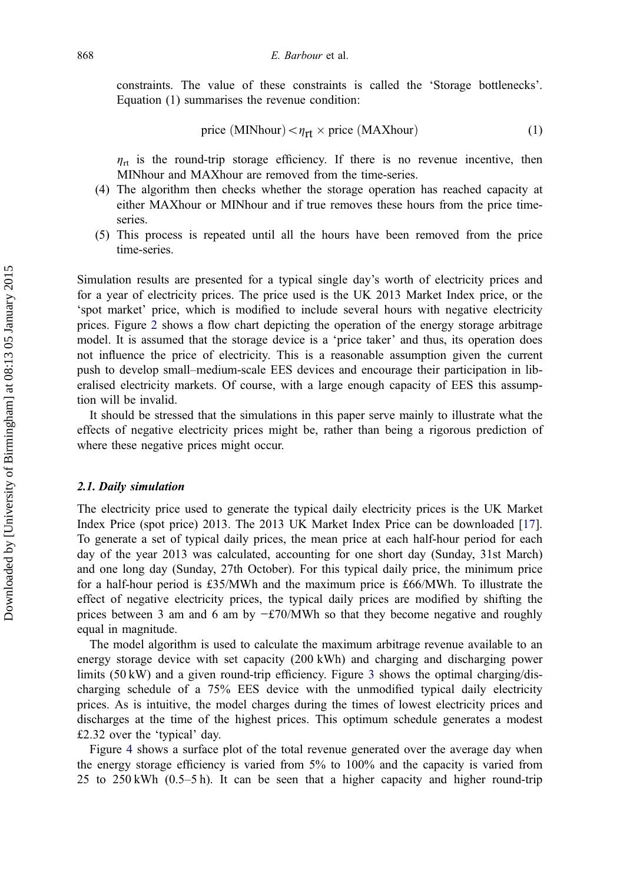constraints. The value of these constraints is called the 'Storage bottlenecks'. Equation (1) summarises the revenue condition:

$$\text{price (MINhour)} < \eta_{\text{rt}} \times \text{price (MAXhour)} \tag{1}$$

$\eta_{\text{rt}}$ is the round-trip storage efficiency. If there is no revenue incentive, then MINhour and MAXhour are removed from the time-series.

(4) The algorithm then checks whether the storage operation has reached capacity at either MAXhour or MINhour and if true removes these hours from the price time-series.
(5) This process is repeated until all the hours have been removed from the price time-series.

Simulation results are presented for a typical single day's worth of electricity prices and for a year of electricity prices. The price used is the UK 2013 Market Index price, or the 'spot market' price, which is modified to include several hours with negative electricity prices. Figure 2 shows a flow chart depicting the operation of the energy storage arbitrage model. It is assumed that the storage device is a 'price taker' and thus, its operation does not influence the price of electricity. This is a reasonable assumption given the current push to develop small–medium-scale EES devices and encourage their participation in liberalised electricity markets. Of course, with a large enough capacity of EES this assumption will be invalid.

It should be stressed that the simulations in this paper serve mainly to illustrate what the effects of negative electricity prices might be, rather than being a rigorous prediction of where these negative prices might occur.

### 2.1. Daily simulation

The electricity price used to generate the typical daily electricity prices is the UK Market Index Price (spot price) 2013. The 2013 UK Market Index Price can be downloaded [17]. To generate a set of typical daily prices, the mean price at each half-hour period for each day of the year 2013 was calculated, accounting for one short day (Sunday, 31st March) and one long day (Sunday, 27th October). For this typical daily price, the minimum price for a half-hour period is £35/MWh and the maximum price is £66/MWh. To illustrate the effect of negative electricity prices, the typical daily prices are modified by shifting the prices between 3 am and 6 am by −£70/MWh so that they become negative and roughly equal in magnitude.

The model algorithm is used to calculate the maximum arbitrage revenue available to an energy storage device with set capacity (200 kWh) and charging and discharging power limits (50 kW) and a given round-trip efficiency. Figure 3 shows the optimal charging/discharging schedule of a 75% EES device with the unmodified typical daily electricity prices. As is intuitive, the model charges during the times of lowest electricity prices and discharges at the time of the highest prices. This optimum schedule generates a modest £2.32 over the 'typical' day.

Figure 4 shows a surface plot of the total revenue generated over the average day when the energy storage efficiency is varied from 5% to 100% and the capacity is varied from 25 to 250 kWh (0.5–5 h). It can be seen that a higher capacity and higher round-trip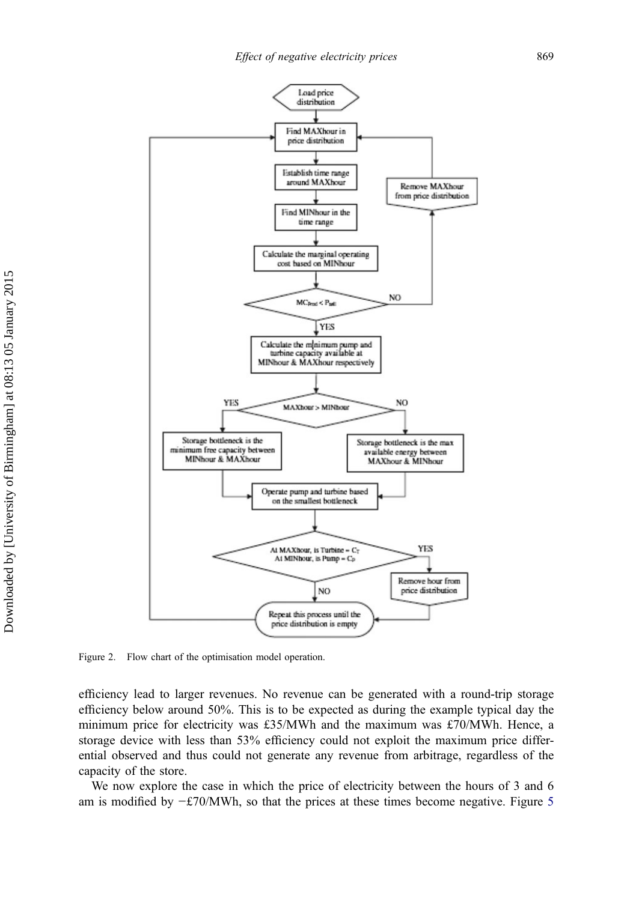Figure 2. Flow chart of the optimisation model operation.

efficiency lead to larger revenues. No revenue can be generated with a round-trip storage efficiency below around 50%. This is to be expected as during the example typical day the minimum price for electricity was £35/MWh and the maximum was £70/MWh. Hence, a storage device with less than 53% efficiency could not exploit the maximum price differential observed and thus could not generate any revenue from arbitrage, regardless of the capacity of the store.

We now explore the case in which the price of electricity between the hours of 3 and 6 am is modified by −£70/MWh, so that the prices at these times become negative. Figure 5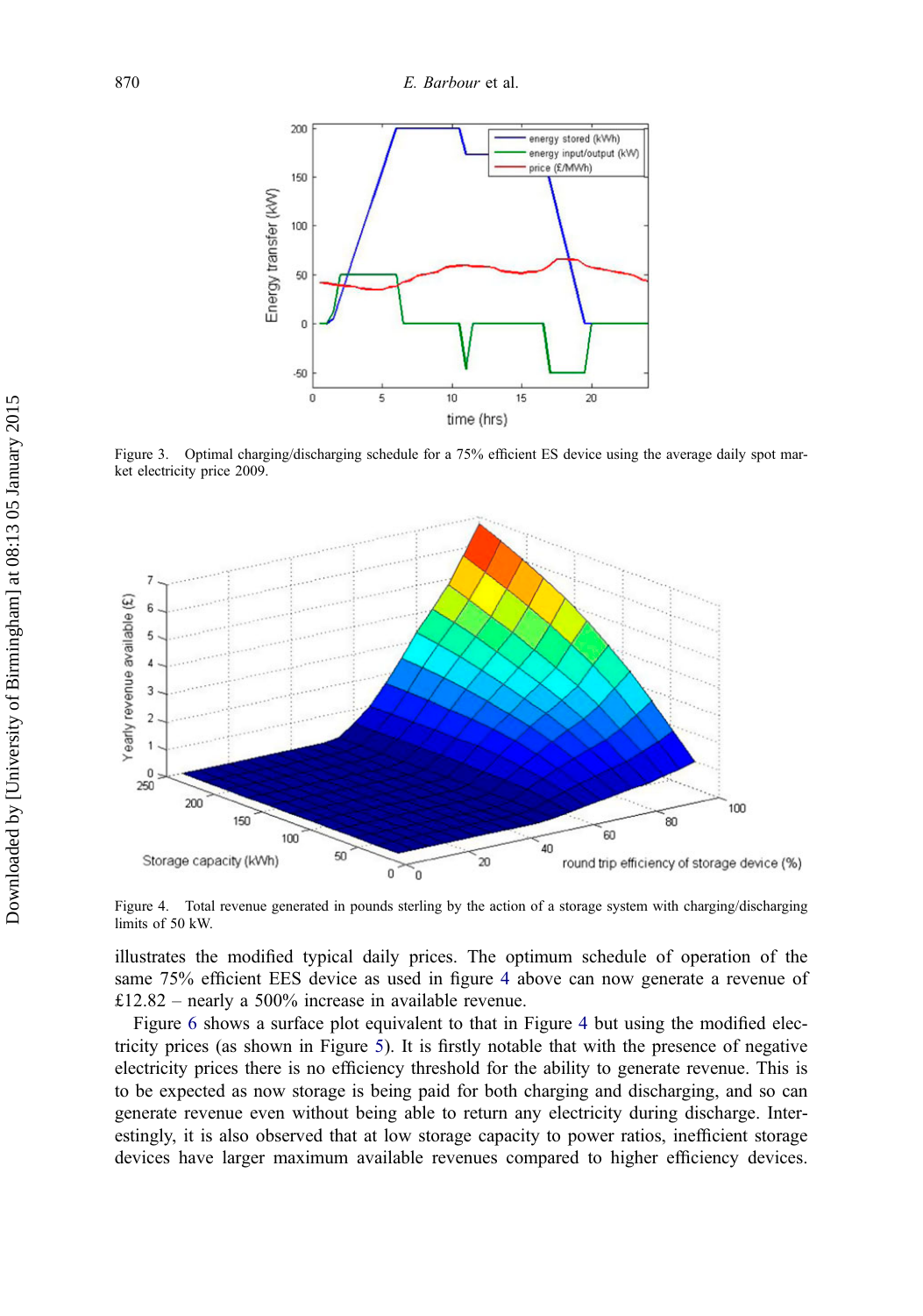Figure 3. Optimal charging/discharging schedule for a 75% efficient ES device using the average daily spot market electricity price 2009.

Figure 4. Total revenue generated in pounds sterling by the action of a storage system with charging/discharging limits of 50 kW.

illustrates the modified typical daily prices. The optimum schedule of operation of the same 75% efficient EES device as used in figure 4 above can now generate a revenue of £12.82 – nearly a 500% increase in available revenue.

Figure 6 shows a surface plot equivalent to that in Figure 4 but using the modified electricity prices (as shown in Figure 5). It is firstly notable that with the presence of negative electricity prices there is no efficiency threshold for the ability to generate revenue. This is to be expected as now storage is being paid for both charging and discharging, and so can generate revenue even without being able to return any electricity during discharge. Interestingly, it is also observed that at low storage capacity to power ratios, inefficient storage devices have larger maximum available revenues compared to higher efficiency devices.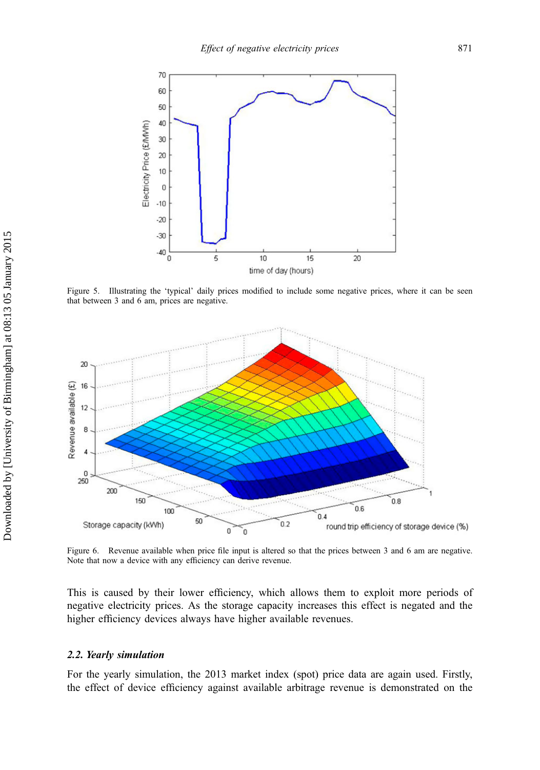Figure 5. Illustrating the ‘typical’ daily prices modified to include some negative prices, where it can be seen that between 3 and 6 am, prices are negative.

Figure 6. Revenue available when price file input is altered so that the prices between 3 and 6 am are negative. Note that now a device with any efficiency can derive revenue.

This is caused by their lower efficiency, which allows them to exploit more periods of negative electricity prices. As the storage capacity increases this effect is negated and the higher efficiency devices always have higher available revenues.

### *2.2. Yearly simulation*

For the yearly simulation, the 2013 market index (spot) price data are again used. Firstly, the effect of device efficiency against available arbitrage revenue is demonstrated on the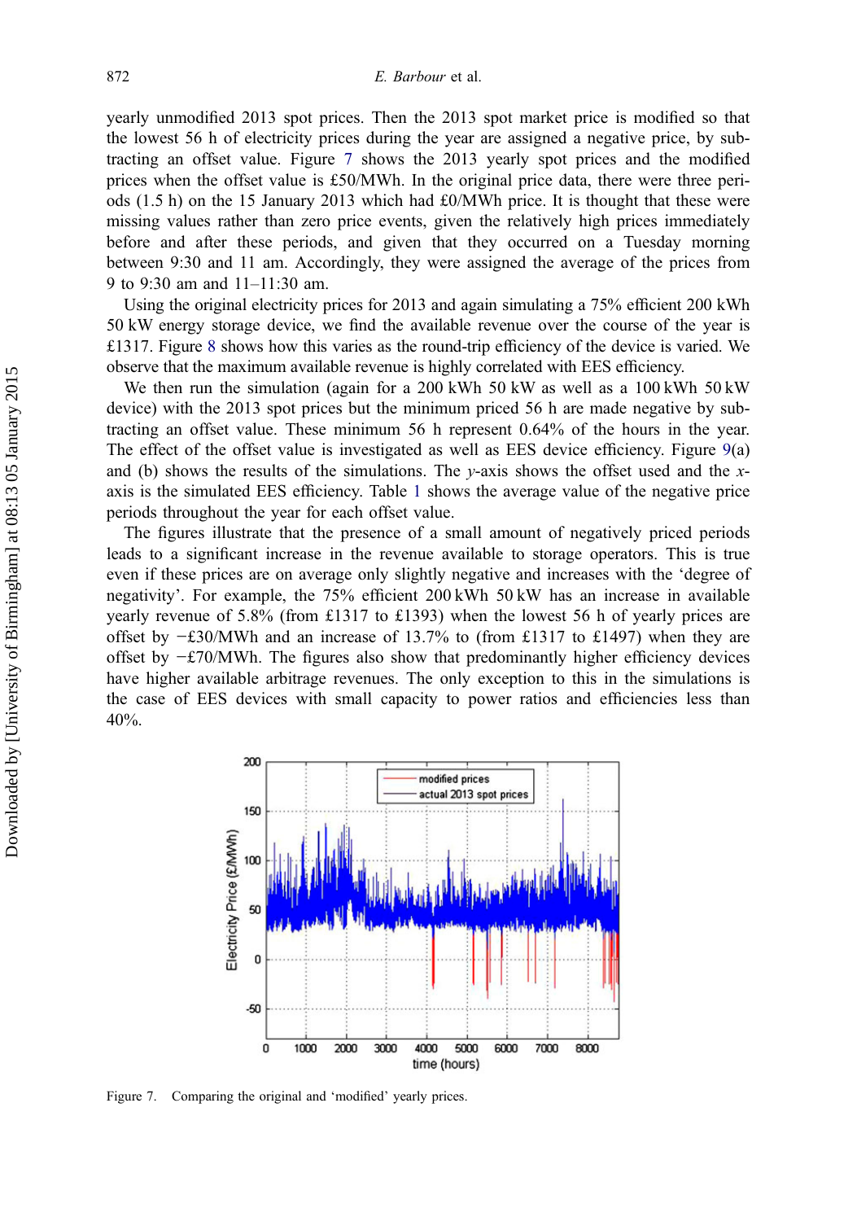yearly unmodified 2013 spot prices. Then the 2013 spot market price is modified so that the lowest 56 h of electricity prices during the year are assigned a negative price, by subtracting an offset value. Figure 7 shows the 2013 yearly spot prices and the modified prices when the offset value is £50/MWh. In the original price data, there were three periods (1.5 h) on the 15 January 2013 which had £0/MWh price. It is thought that these were missing values rather than zero price events, given the relatively high prices immediately before and after these periods, and given that they occurred on a Tuesday morning between 9:30 and 11 am. Accordingly, they were assigned the average of the prices from 9 to 9:30 am and 11–11:30 am.

Using the original electricity prices for 2013 and again simulating a 75% efficient 200 kWh 50 kW energy storage device, we find the available revenue over the course of the year is £1317. Figure 8 shows how this varies as the round-trip efficiency of the device is varied. We observe that the maximum available revenue is highly correlated with EES efficiency.

We then run the simulation (again for a 200 kWh 50 kW as well as a 100 kWh 50 kW device) with the 2013 spot prices but the minimum priced 56 h are made negative by subtracting an offset value. These minimum 56 h represent 0.64% of the hours in the year. The effect of the offset value is investigated as well as EES device efficiency. Figure 9(a) and (b) shows the results of the simulations. The $y$-axis shows the offset used and the $x$-axis is the simulated EES efficiency. Table 1 shows the average value of the negative price periods throughout the year for each offset value.

The figures illustrate that the presence of a small amount of negatively priced periods leads to a significant increase in the revenue available to storage operators. This is true even if these prices are on average only slightly negative and increases with the 'degree of negativity'. For example, the 75% efficient 200 kWh 50 kW has an increase in available yearly revenue of 5.8% (from £1317 to £1393) when the lowest 56 h of yearly prices are offset by −£30/MWh and an increase of 13.7% to (from £1317 to £1497) when they are offset by −£70/MWh. The figures also show that predominantly higher efficiency devices have higher available arbitrage revenues. The only exception to this in the simulations is the case of EES devices with small capacity to power ratios and efficiencies less than 40%.

Figure 7. Comparing the original and 'modified' yearly prices.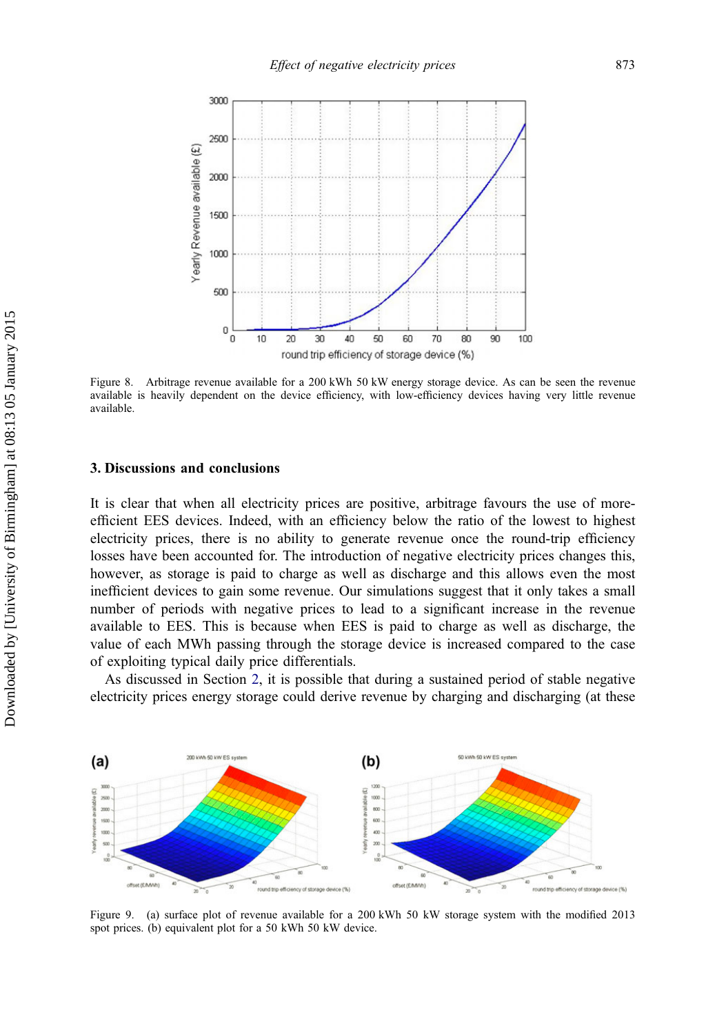Figure 8. Arbitrage revenue available for a 200 kWh 50 kW energy storage device. As can be seen the revenue available is heavily dependent on the device efficiency, with low-efficiency devices having very little revenue available.

## 3. Discussions and conclusions

It is clear that when all electricity prices are positive, arbitrage favours the use of more-efficient EES devices. Indeed, with an efficiency below the ratio of the lowest to highest electricity prices, there is no ability to generate revenue once the round-trip efficiency losses have been accounted for. The introduction of negative electricity prices changes this, however, as storage is paid to charge as well as discharge and this allows even the most inefficient devices to gain some revenue. Our simulations suggest that it only takes a small number of periods with negative prices to lead to a significant increase in the revenue available to EES. This is because when EES is paid to charge as well as discharge, the value of each MWh passing through the storage device is increased compared to the case of exploiting typical daily price differentials.

As discussed in Section 2, it is possible that during a sustained period of stable negative electricity prices energy storage could derive revenue by charging and discharging (at these

Figure 9. (a) surface plot of revenue available for a 200 kWh 50 kW storage system with the modified 2013 spot prices. (b) equivalent plot for a 50 kWh 50 kW device.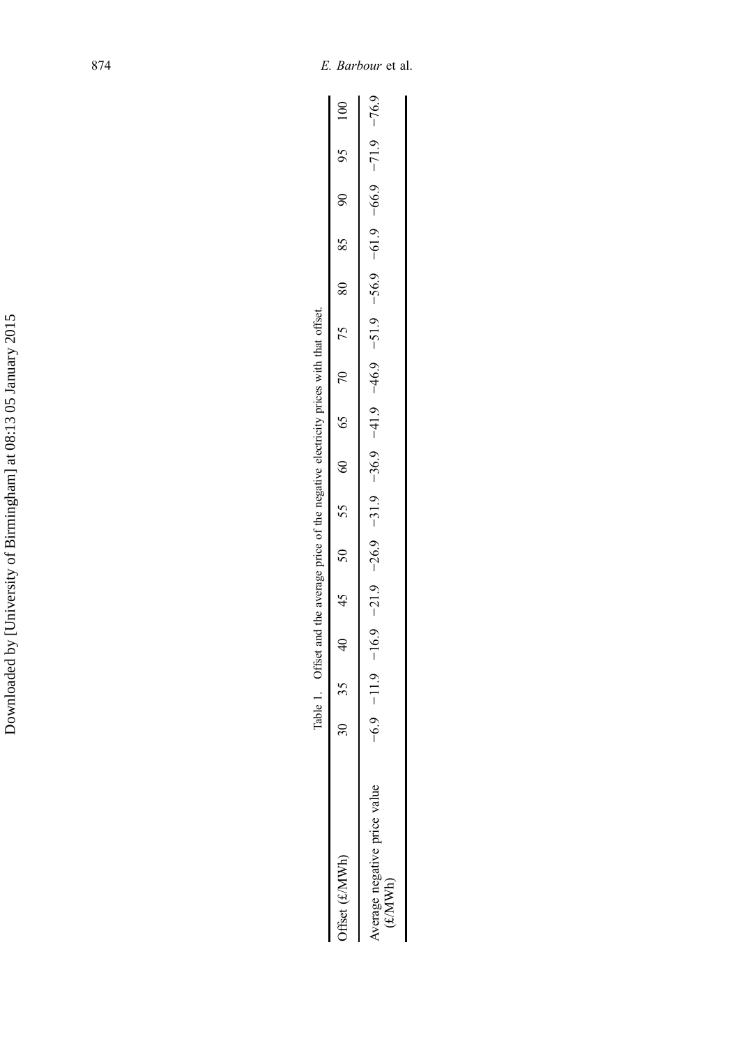Table 1. Offset and the average price of the negative electricity prices with that offset.

| Offset (£/MWh) | 30 | 35 | 40 | 45 | 50 | 55 | 60 | 65 | 70 | 75 | 80 | 85 | 90 | 95 | 100 |
|---|---|---|---|---|---|---|---|---|---|---|---|---|---|---|---|
| Average negative price value (£/MWh) | −6.9 | −11.9 | −16.9 | −21.9 | −26.9 | −31.9 | −36.9 | −41.9 | −46.9 | −51.9 | −56.9 | −61.9 | −66.9 | −71.9 | −76.9 |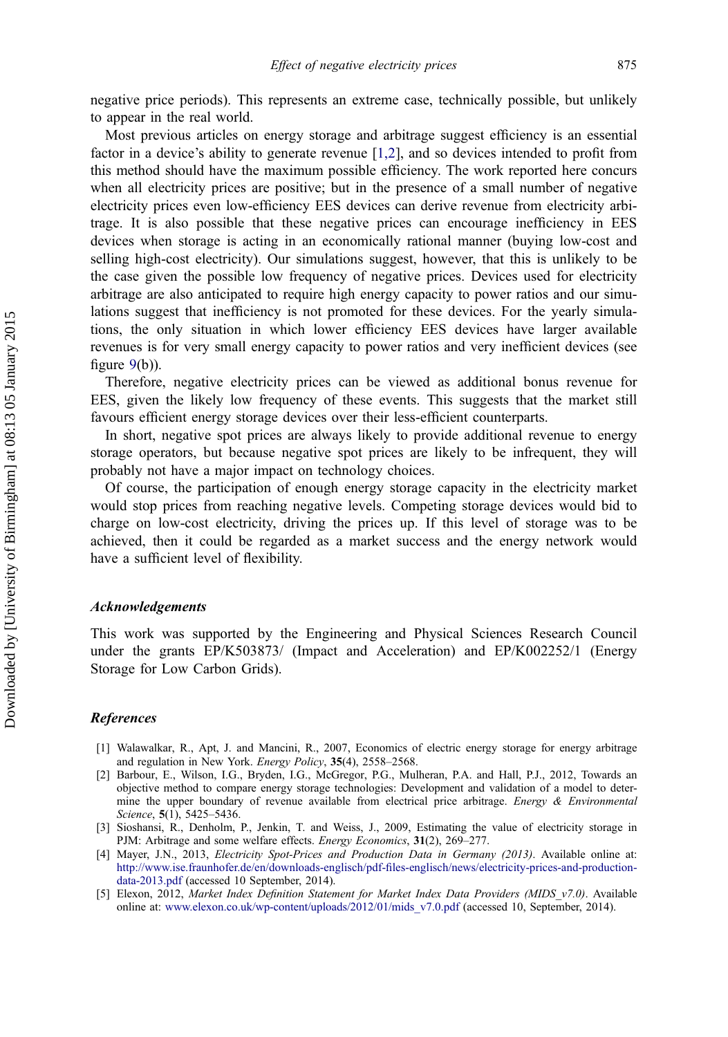negative price periods). This represents an extreme case, technically possible, but unlikely to appear in the real world.

Most previous articles on energy storage and arbitrage suggest efficiency is an essential factor in a device's ability to generate revenue [1,2], and so devices intended to profit from this method should have the maximum possible efficiency. The work reported here concurs when all electricity prices are positive; but in the presence of a small number of negative electricity prices even low-efficiency EES devices can derive revenue from electricity arbitrage. It is also possible that these negative prices can encourage inefficiency in EES devices when storage is acting in an economically rational manner (buying low-cost and selling high-cost electricity). Our simulations suggest, however, that this is unlikely to be the case given the possible low frequency of negative prices. Devices used for electricity arbitrage are also anticipated to require high energy capacity to power ratios and our simulations suggest that inefficiency is not promoted for these devices. For the yearly simulations, the only situation in which lower efficiency EES devices have larger available revenues is for very small energy capacity to power ratios and very inefficient devices (see figure 9(b)).

Therefore, negative electricity prices can be viewed as additional bonus revenue for EES, given the likely low frequency of these events. This suggests that the market still favours efficient energy storage devices over their less-efficient counterparts.

In short, negative spot prices are always likely to provide additional revenue to energy storage operators, but because negative spot prices are likely to be infrequent, they will probably not have a major impact on technology choices.

Of course, the participation of enough energy storage capacity in the electricity market would stop prices from reaching negative levels. Competing storage devices would bid to charge on low-cost electricity, driving the prices up. If this level of storage was to be achieved, then it could be regarded as a market success and the energy network would have a sufficient level of flexibility.

### Acknowledgements

This work was supported by the Engineering and Physical Sciences Research Council under the grants EP/K503873/ (Impact and Acceleration) and EP/K002252/1 (Energy Storage for Low Carbon Grids).

### References

[1] Walawalkar, R., Apt, J. and Mancini, R., 2007, Economics of electric energy storage for energy arbitrage and regulation in New York. *Energy Policy*, **35**(4), 2558–2568.

[2] Barbour, E., Wilson, I.G., Bryden, I.G., McGregor, P.G., Mulheran, P.A. and Hall, P.J., 2012, Towards an objective method to compare energy storage technologies: Development and validation of a model to determine the upper boundary of revenue available from electrical price arbitrage. *Energy & Environmental Science*, **5**(1), 5425–5436.

[3] Sioshansi, R., Denholm, P., Jenkin, T. and Weiss, J., 2009, Estimating the value of electricity storage in PJM: Arbitrage and some welfare effects. *Energy Economics*, **31**(2), 269–277.

[4] Mayer, J.N., 2013, *Electricity Spot-Prices and Production Data in Germany (2013)*. Available online at: http://www.ise.fraunhofer.de/en/downloads-englisch/pdf-files-englisch/news/electricity-prices-and-production-data-2013.pdf (accessed 10 September, 2014).

[5] Elexon, 2012, *Market Index Definition Statement for Market Index Data Providers (MIDS_v7.0)*. Available online at: www.elexon.co.uk/wp-content/uploads/2012/01/mids_v7.0.pdf (accessed 10, September, 2014).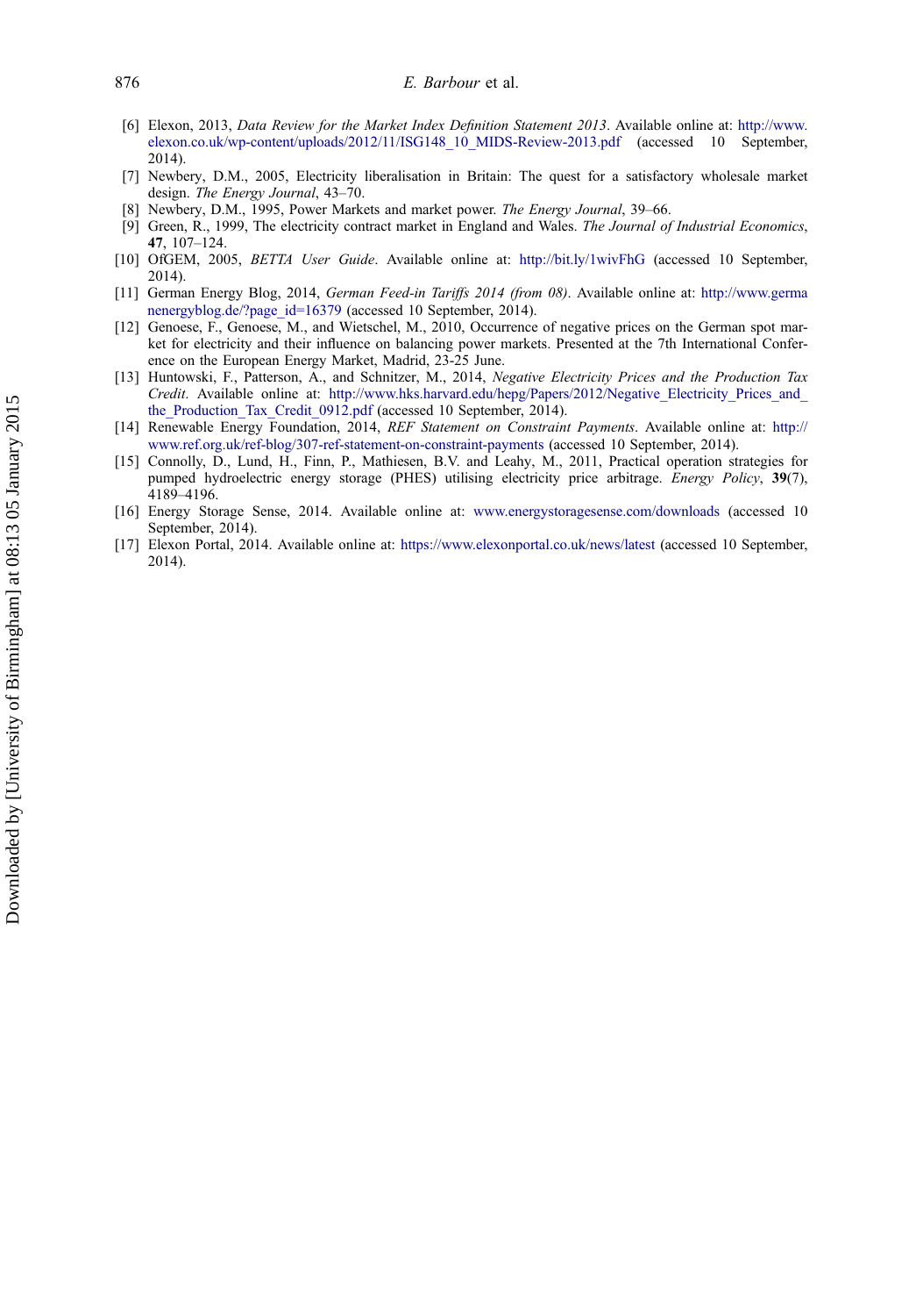[6] Elexon, 2013, *Data Review for the Market Index Definition Statement 2013*. Available online at: http://www.elexon.co.uk/wp-content/uploads/2012/11/ISG148_10_MIDS-Review-2013.pdf (accessed 10 September, 2014).

[7] Newbery, D.M., 2005, Electricity liberalisation in Britain: The quest for a satisfactory wholesale market design. *The Energy Journal*, 43–70.

[8] Newbery, D.M., 1995, Power Markets and market power. *The Energy Journal*, 39–66.

[9] Green, R., 1999, The electricity contract market in England and Wales. *The Journal of Industrial Economics*, **47**, 107–124.

[10] OfGEM, 2005, *BETTA User Guide*. Available online at: http://bit.ly/1wivFhG (accessed 10 September, 2014).

[11] German Energy Blog, 2014, *German Feed-in Tariffs 2014 (from 08)*. Available online at: http://www.germanenergyblog.de/?page_id=16379 (accessed 10 September, 2014).

[12] Genoese, F., Genoese, M., and Wietschel, M., 2010, Occurrence of negative prices on the German spot market for electricity and their influence on balancing power markets. Presented at the 7th International Conference on the European Energy Market, Madrid, 23-25 June.

[13] Huntowski, F., Patterson, A., and Schnitzer, M., 2014, *Negative Electricity Prices and the Production Tax Credit*. Available online at: http://www.hks.harvard.edu/hepg/Papers/2012/Negative_Electricity_Prices_and_the_Production_Tax_Credit_0912.pdf (accessed 10 September, 2014).

[14] Renewable Energy Foundation, 2014, *REF Statement on Constraint Payments*. Available online at: http://www.ref.org.uk/ref-blog/307-ref-statement-on-constraint-payments (accessed 10 September, 2014).

[15] Connolly, D., Lund, H., Finn, P., Mathiesen, B.V. and Leahy, M., 2011, Practical operation strategies for pumped hydroelectric energy storage (PHES) utilising electricity price arbitrage. *Energy Policy*, **39**(7), 4189–4196.

[16] Energy Storage Sense, 2014. Available online at: www.energystoragesense.com/downloads (accessed 10 September, 2014).

[17] Elexon Portal, 2014. Available online at: https://www.elexonportal.co.uk/news/latest (accessed 10 September, 2014).